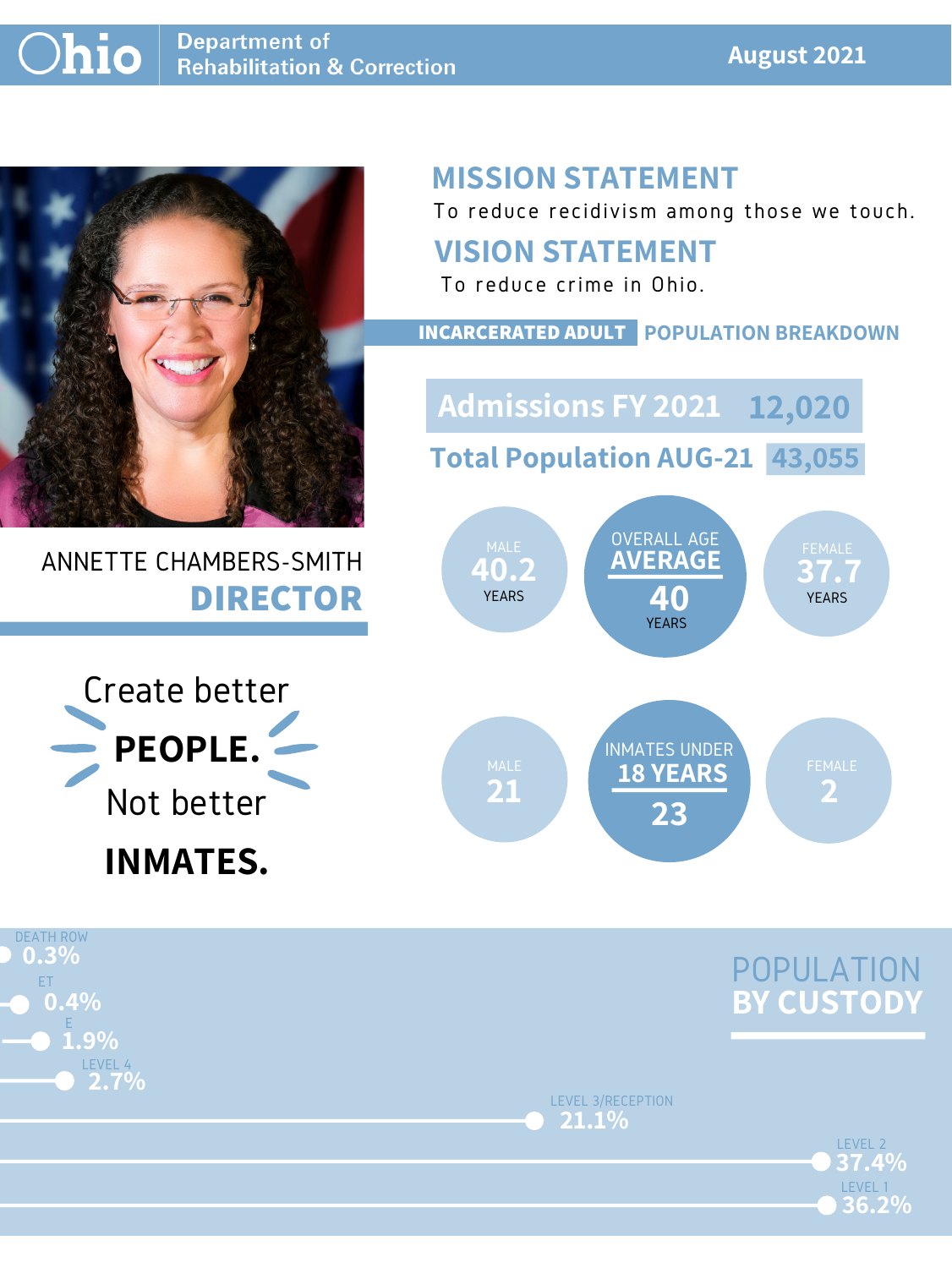# Ohio Department of Rehabilitation & Correction

**August 2021**

ANNETTE CHAMBERS-SMITH
**DIRECTOR**

Create better **PEOPLE.** Not better **INMATES.**

## MISSION STATEMENT

To reduce recidivism among those we touch.

## VISION STATEMENT

To reduce crime in Ohio.

## INCARCERATED ADULT POPULATION BREAKDOWN

**Admissions FY 2021** 12,020

**Total Population AUG-21** 43,055

| MALE | OVERALL AGE AVERAGE | FEMALE |
|---|---|---|
| 40.2 YEARS | 40 YEARS | 37.7 YEARS |

| MALE | INMATES UNDER 18 YEARS | FEMALE |
|---|---|---|
| 21 | 23 | 2 |

## POPULATION BY CUSTODY

| Custody | Percent |
|---|---|
| DEATH ROW | 0.3% |
| ET | 0.4% |
| E | 1.9% |
| LEVEL 4 | 2.7% |
| LEVEL 3/RECEPTION | 21.1% |
| LEVEL 2 | 37.4% |
| LEVEL 1 | 36.2% |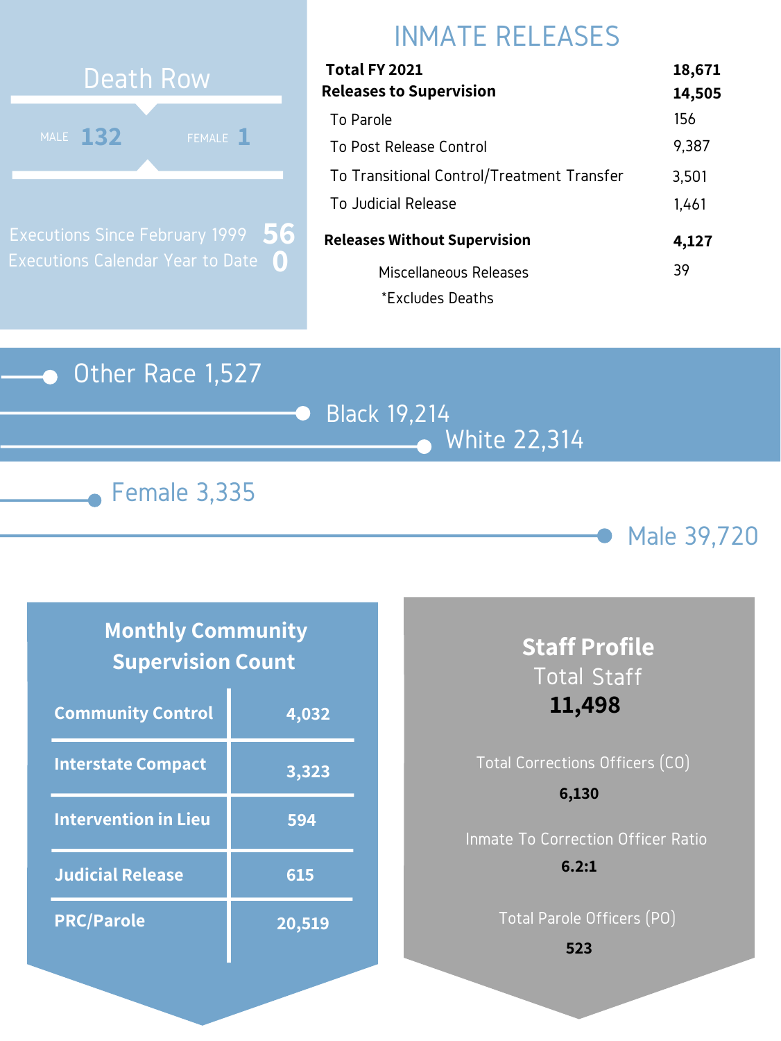## Death Row

MALE **132** FEMALE **1**

Executions Since February 1999 **56**

Executions Calendar Year to Date **0**

## INMATE RELEASES

| | |
|---|---|
| **Total FY 2021** | **18,671** |
| **Releases to Supervision** | **14,505** |
| To Parole | 156 |
| To Post Release Control | 9,387 |
| To Transitional Control/Treatment Transfer | 3,501 |
| To Judicial Release | 1,461 |
| **Releases Without Supervision** | **4,127** |
| Miscellaneous Releases | 39 |

*Excludes Deaths

Other Race 1,527

Black 19,214

White 22,314

Female 3,335

Male 39,720

## Monthly Community Supervision Count

| | |
|---|---|
| **Community Control** | **4,032** |
| **Interstate Compact** | **3,323** |
| **Intervention in Lieu** | **594** |
| **Judicial Release** | **615** |
| **PRC/Parole** | **20,519** |

## Staff Profile

Total Staff

**11,498**

Total Corrections Officers (CO)

**6,130**

Inmate To Correction Officer Ratio

**6.2:1**

Total Parole Officers (PO)

**523**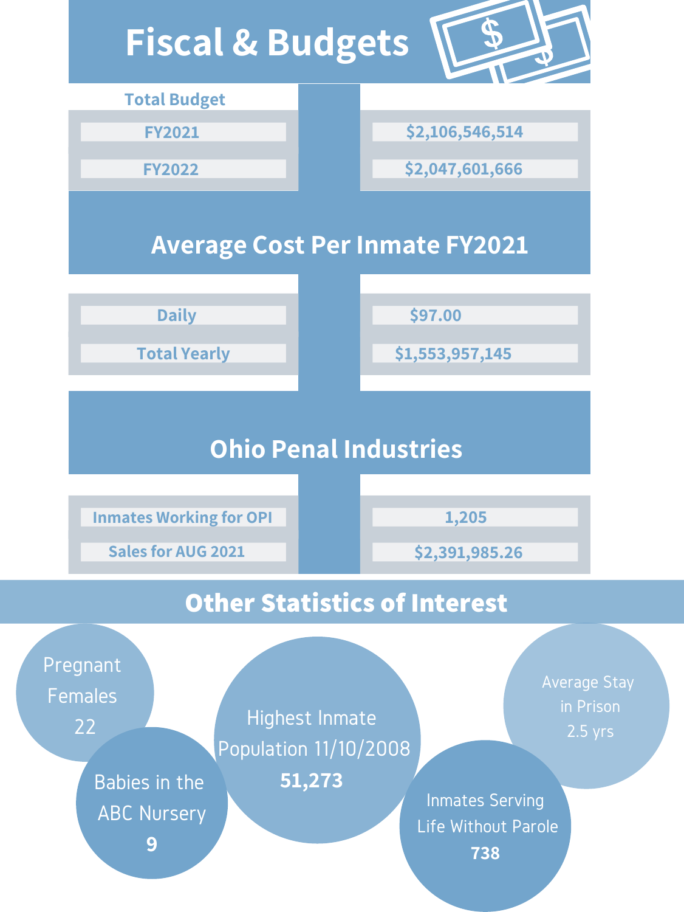# Fiscal & Budgets

## Total Budget

| | |
|---|---|
| FY2021 | $2,106,546,514 |
| FY2022 | $2,047,601,666 |

## Average Cost Per Inmate FY2021

| | |
|---|---|
| Daily | $97.00 |
| Total Yearly | $1,553,957,145 |

## Ohio Penal Industries

| | |
|---|---|
| Inmates Working for OPI | 1,205 |
| Sales for AUG 2021 | $2,391,985.26 |

## Other Statistics of Interest

Pregnant Females 22

Babies in the ABC Nursery **9**

Highest Inmate Population 11/10/2008 **51,273**

Inmates Serving Life Without Parole **738**

Average Stay in Prison 2.5 yrs